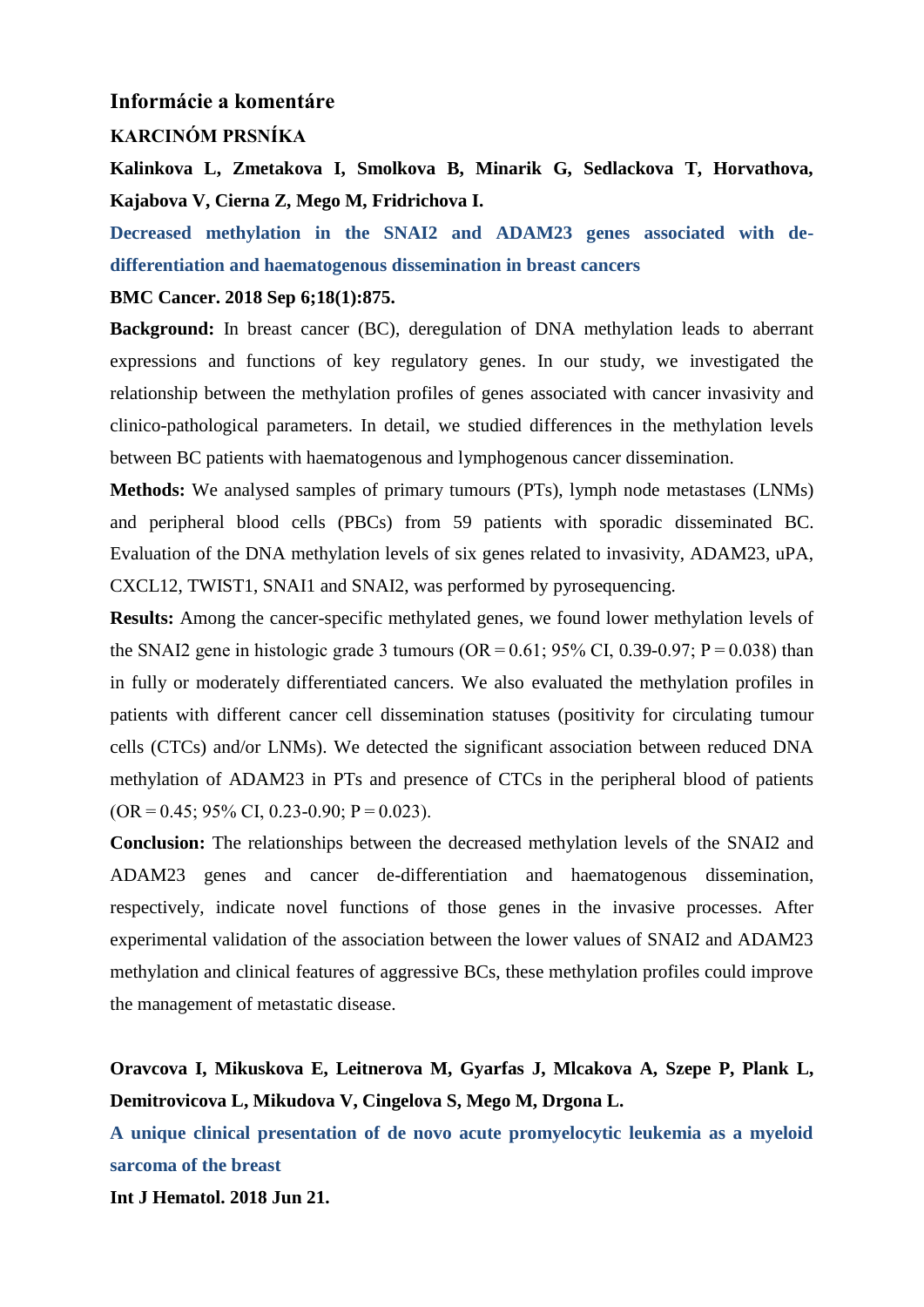## Informácie a komentáre

### KARCINÓM PRSNÍKA

**Kalinkova L, Zmetakova I, Smolkova B, Minarik G, Sedlackova T, Horvathova, Kajabova V, Cierna Z, Mego M, Fridrichova I.**

**Decreased methylation in the SNAI2 and ADAM23 genes associated with de-differentiation and haematogenous dissemination in breast cancers**

**BMC Cancer. 2018 Sep 6;18(1):875.**

**Background:** In breast cancer (BC), deregulation of DNA methylation leads to aberrant expressions and functions of key regulatory genes. In our study, we investigated the relationship between the methylation profiles of genes associated with cancer invasivity and clinico-pathological parameters. In detail, we studied differences in the methylation levels between BC patients with haematogenous and lymphogenous cancer dissemination.

**Methods:** We analysed samples of primary tumours (PTs), lymph node metastases (LNMs) and peripheral blood cells (PBCs) from 59 patients with sporadic disseminated BC. Evaluation of the DNA methylation levels of six genes related to invasivity, ADAM23, uPA, CXCL12, TWIST1, SNAI1 and SNAI2, was performed by pyrosequencing.

**Results:** Among the cancer-specific methylated genes, we found lower methylation levels of the SNAI2 gene in histologic grade 3 tumours (OR = 0.61; 95% CI, 0.39-0.97; P = 0.038) than in fully or moderately differentiated cancers. We also evaluated the methylation profiles in patients with different cancer cell dissemination statuses (positivity for circulating tumour cells (CTCs) and/or LNMs). We detected the significant association between reduced DNA methylation of ADAM23 in PTs and presence of CTCs in the peripheral blood of patients (OR = 0.45; 95% CI, 0.23-0.90; P = 0.023).

**Conclusion:** The relationships between the decreased methylation levels of the SNAI2 and ADAM23 genes and cancer de-differentiation and haematogenous dissemination, respectively, indicate novel functions of those genes in the invasive processes. After experimental validation of the association between the lower values of SNAI2 and ADAM23 methylation and clinical features of aggressive BCs, these methylation profiles could improve the management of metastatic disease.

**Oravcova I, Mikuskova E, Leitnerova M, Gyarfas J, Mlcakova A, Szepe P, Plank L, Demitrovicova L, Mikudova V, Cingelova S, Mego M, Drgona L.**

**A unique clinical presentation of de novo acute promyelocytic leukemia as a myeloid sarcoma of the breast**

**Int J Hematol. 2018 Jun 21.**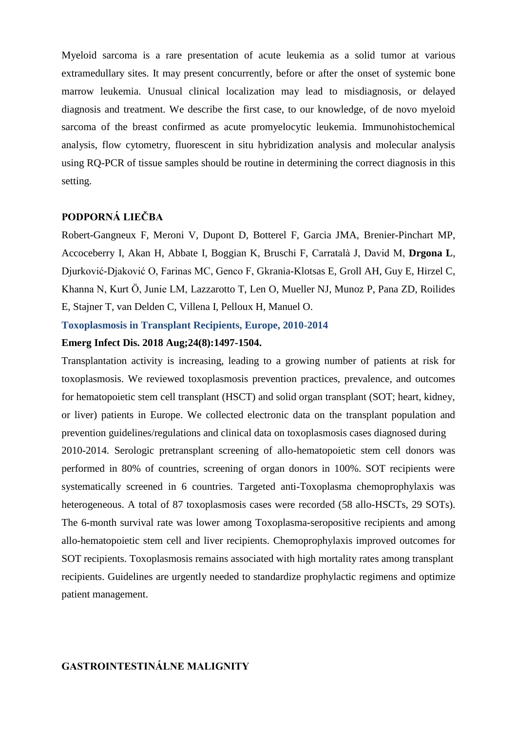Myeloid sarcoma is a rare presentation of acute leukemia as a solid tumor at various extramedullary sites. It may present concurrently, before or after the onset of systemic bone marrow leukemia. Unusual clinical localization may lead to misdiagnosis, or delayed diagnosis and treatment. We describe the first case, to our knowledge, of de novo myeloid sarcoma of the breast confirmed as acute promyelocytic leukemia. Immunohistochemical analysis, flow cytometry, fluorescent in situ hybridization analysis and molecular analysis using RQ-PCR of tissue samples should be routine in determining the correct diagnosis in this setting.

## PODPORNÁ LIEČBA

Robert-Gangneux F, Meroni V, Dupont D, Botterel F, Garcia JMA, Brenier-Pinchart MP, Accoceberry I, Akan H, Abbate I, Boggian K, Bruschi F, Carratalà J, David M, **Drgona L**, Djurković-Djaković O, Farinas MC, Genco F, Gkrania-Klotsas E, Groll AH, Guy E, Hirzel C, Khanna N, Kurt Ö, Junie LM, Lazzarotto T, Len O, Mueller NJ, Munoz P, Pana ZD, Roilides E, Stajner T, van Delden C, Villena I, Pelloux H, Manuel O.

**Toxoplasmosis in Transplant Recipients, Europe, 2010-2014**

**Emerg Infect Dis. 2018 Aug;24(8):1497-1504.**

Transplantation activity is increasing, leading to a growing number of patients at risk for toxoplasmosis. We reviewed toxoplasmosis prevention practices, prevalence, and outcomes for hematopoietic stem cell transplant (HSCT) and solid organ transplant (SOT; heart, kidney, or liver) patients in Europe. We collected electronic data on the transplant population and prevention guidelines/regulations and clinical data on toxoplasmosis cases diagnosed during 2010-2014. Serologic pretransplant screening of allo-hematopoietic stem cell donors was performed in 80% of countries, screening of organ donors in 100%. SOT recipients were systematically screened in 6 countries. Targeted anti-Toxoplasma chemoprophylaxis was heterogeneous. A total of 87 toxoplasmosis cases were recorded (58 allo-HSCTs, 29 SOTs). The 6-month survival rate was lower among Toxoplasma-seropositive recipients and among allo-hematopoietic stem cell and liver recipients. Chemoprophylaxis improved outcomes for SOT recipients. Toxoplasmosis remains associated with high mortality rates among transplant recipients. Guidelines are urgently needed to standardize prophylactic regimens and optimize patient management.

## GASTROINTESTINÁLNE MALIGNITY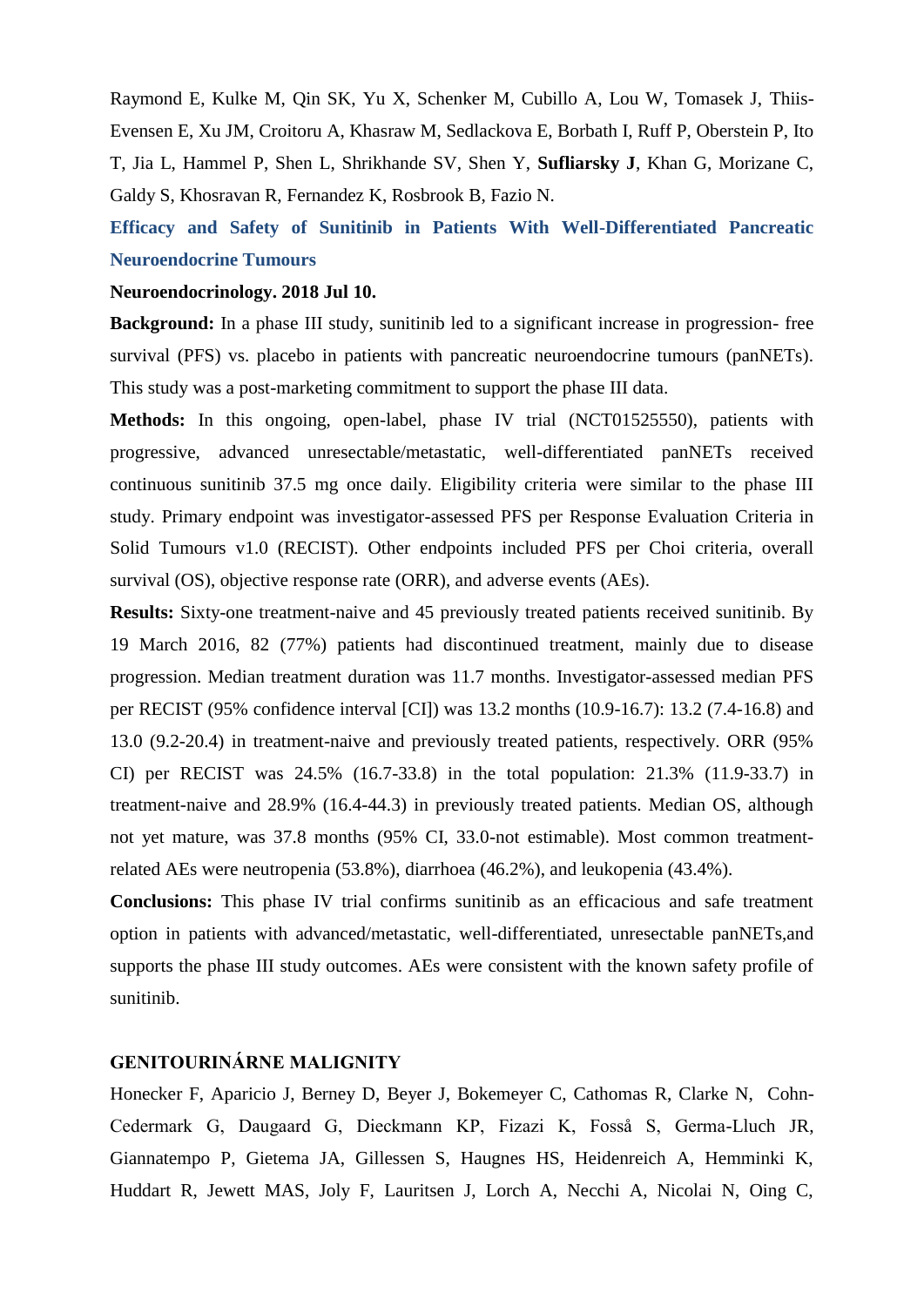Raymond E, Kulke M, Qin SK, Yu X, Schenker M, Cubillo A, Lou W, Tomasek J, Thiis-Evensen E, Xu JM, Croitoru A, Khasraw M, Sedlackova E, Borbath I, Ruff P, Oberstein P, Ito T, Jia L, Hammel P, Shen L, Shrikhande SV, Shen Y, **Sufliarsky J**, Khan G, Morizane C, Galdy S, Khosravan R, Fernandez K, Rosbrook B, Fazio N.

**Efficacy and Safety of Sunitinib in Patients With Well-Differentiated Pancreatic Neuroendocrine Tumours**

**Neuroendocrinology. 2018 Jul 10.**

**Background:** In a phase III study, sunitinib led to a significant increase in progression- free survival (PFS) vs. placebo in patients with pancreatic neuroendocrine tumours (panNETs). This study was a post-marketing commitment to support the phase III data.

**Methods:** In this ongoing, open-label, phase IV trial (NCT01525550), patients with progressive, advanced unresectable/metastatic, well-differentiated panNETs received continuous sunitinib 37.5 mg once daily. Eligibility criteria were similar to the phase III study. Primary endpoint was investigator-assessed PFS per Response Evaluation Criteria in Solid Tumours v1.0 (RECIST). Other endpoints included PFS per Choi criteria, overall survival (OS), objective response rate (ORR), and adverse events (AEs).

**Results:** Sixty-one treatment-naive and 45 previously treated patients received sunitinib. By 19 March 2016, 82 (77%) patients had discontinued treatment, mainly due to disease progression. Median treatment duration was 11.7 months. Investigator-assessed median PFS per RECIST (95% confidence interval [CI]) was 13.2 months (10.9-16.7): 13.2 (7.4-16.8) and 13.0 (9.2-20.4) in treatment-naive and previously treated patients, respectively. ORR (95% CI) per RECIST was 24.5% (16.7-33.8) in the total population: 21.3% (11.9-33.7) in treatment-naive and 28.9% (16.4-44.3) in previously treated patients. Median OS, although not yet mature, was 37.8 months (95% CI, 33.0-not estimable). Most common treatment-related AEs were neutropenia (53.8%), diarrhoea (46.2%), and leukopenia (43.4%).

**Conclusions:** This phase IV trial confirms sunitinib as an efficacious and safe treatment option in patients with advanced/metastatic, well-differentiated, unresectable panNETs,and supports the phase III study outcomes. AEs were consistent with the known safety profile of sunitinib.

## GENITOURINÁRNE MALIGNITY

Honecker F, Aparicio J, Berney D, Beyer J, Bokemeyer C, Cathomas R, Clarke N, Cohn-Cedermark G, Daugaard G, Dieckmann KP, Fizazi K, Fosså S, Germa-Lluch JR, Giannatempo P, Gietema JA, Gillessen S, Haugnes HS, Heidenreich A, Hemminki K, Huddart R, Jewett MAS, Joly F, Lauritsen J, Lorch A, Necchi A, Nicolai N, Oing C,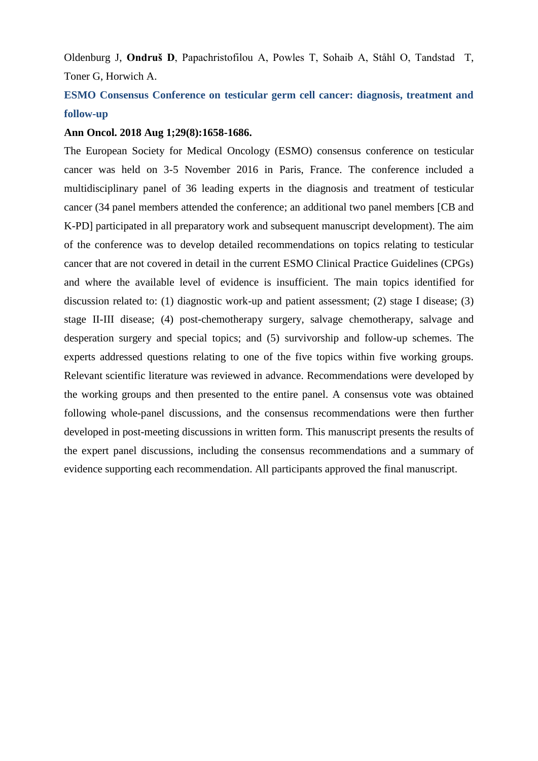Oldenburg J, **Ondruš D**, Papachristofilou A, Powles T, Sohaib A, Ståhl O, Tandstad T, Toner G, Horwich A.

**ESMO Consensus Conference on testicular germ cell cancer: diagnosis, treatment and follow-up**

**Ann Oncol. 2018 Aug 1;29(8):1658-1686.**

The European Society for Medical Oncology (ESMO) consensus conference on testicular cancer was held on 3-5 November 2016 in Paris, France. The conference included a multidisciplinary panel of 36 leading experts in the diagnosis and treatment of testicular cancer (34 panel members attended the conference; an additional two panel members [CB and K-PD] participated in all preparatory work and subsequent manuscript development). The aim of the conference was to develop detailed recommendations on topics relating to testicular cancer that are not covered in detail in the current ESMO Clinical Practice Guidelines (CPGs) and where the available level of evidence is insufficient. The main topics identified for discussion related to: (1) diagnostic work-up and patient assessment; (2) stage I disease; (3) stage II-III disease; (4) post-chemotherapy surgery, salvage chemotherapy, salvage and desperation surgery and special topics; and (5) survivorship and follow-up schemes. The experts addressed questions relating to one of the five topics within five working groups. Relevant scientific literature was reviewed in advance. Recommendations were developed by the working groups and then presented to the entire panel. A consensus vote was obtained following whole-panel discussions, and the consensus recommendations were then further developed in post-meeting discussions in written form. This manuscript presents the results of the expert panel discussions, including the consensus recommendations and a summary of evidence supporting each recommendation. All participants approved the final manuscript.